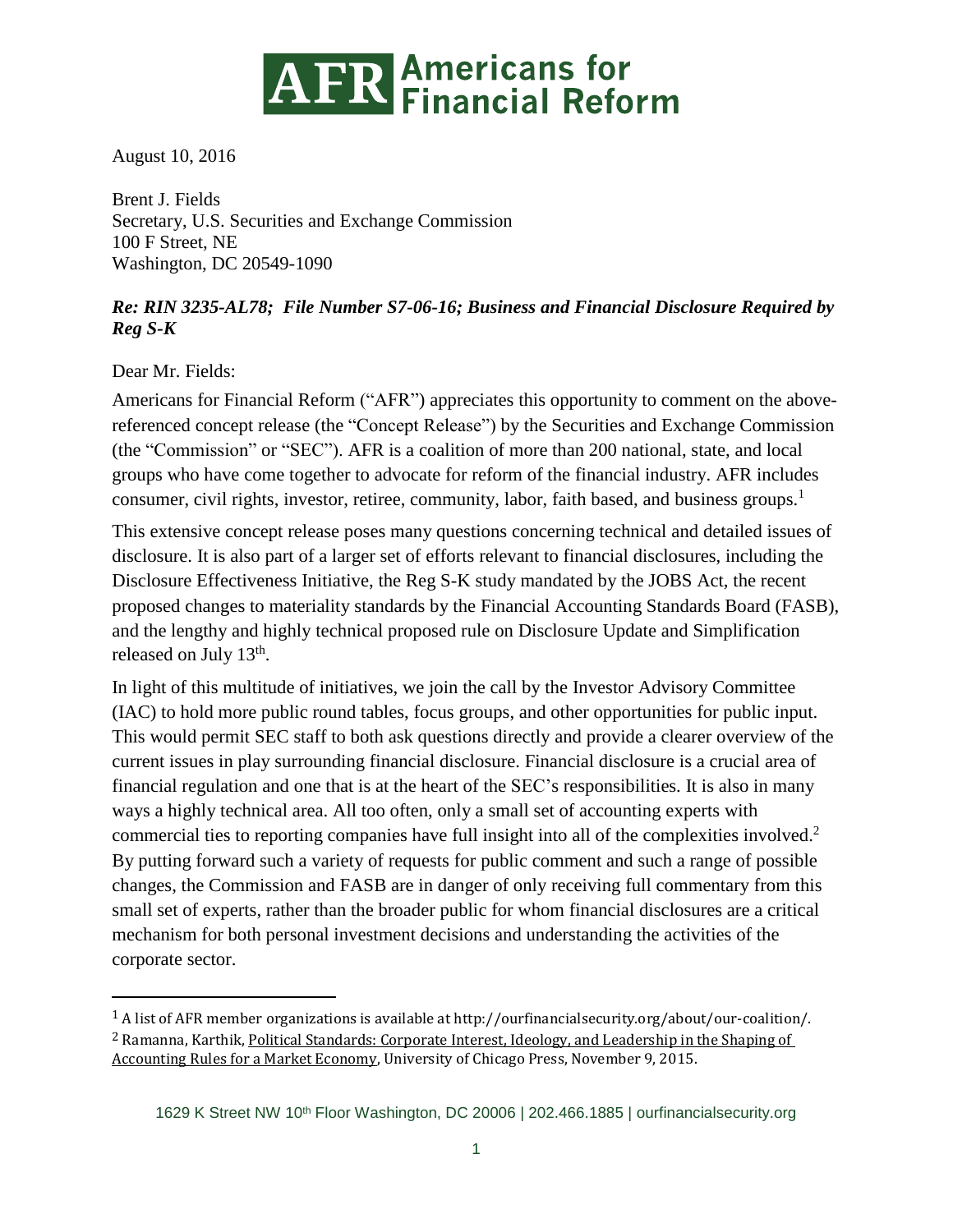# AFR Americans for Financial Reform

August 10, 2016

Brent J. Fields
Secretary, U.S. Securities and Exchange Commission
100 F Street, NE
Washington, DC 20549-1090

***Re: RIN 3235-AL78; File Number S7-06-16; Business and Financial Disclosure Required by Reg S-K***

Dear Mr. Fields:

Americans for Financial Reform ("AFR") appreciates this opportunity to comment on the above-referenced concept release (the "Concept Release") by the Securities and Exchange Commission (the "Commission" or "SEC"). AFR is a coalition of more than 200 national, state, and local groups who have come together to advocate for reform of the financial industry. AFR includes consumer, civil rights, investor, retiree, community, labor, faith based, and business groups.[1]

This extensive concept release poses many questions concerning technical and detailed issues of disclosure. It is also part of a larger set of efforts relevant to financial disclosures, including the Disclosure Effectiveness Initiative, the Reg S-K study mandated by the JOBS Act, the recent proposed changes to materiality standards by the Financial Accounting Standards Board (FASB), and the lengthy and highly technical proposed rule on Disclosure Update and Simplification released on July 13th.

In light of this multitude of initiatives, we join the call by the Investor Advisory Committee (IAC) to hold more public round tables, focus groups, and other opportunities for public input. This would permit SEC staff to both ask questions directly and provide a clearer overview of the current issues in play surrounding financial disclosure. Financial disclosure is a crucial area of financial regulation and one that is at the heart of the SEC's responsibilities. It is also in many ways a highly technical area. All too often, only a small set of accounting experts with commercial ties to reporting companies have full insight into all of the complexities involved.[2] By putting forward such a variety of requests for public comment and such a range of possible changes, the Commission and FASB are in danger of only receiving full commentary from this small set of experts, rather than the broader public for whom financial disclosures are a critical mechanism for both personal investment decisions and understanding the activities of the corporate sector.

---

[1] A list of AFR member organizations is available at http://ourfinancialsecurity.org/about/our-coalition/.

[2] Ramanna, Karthik, Political Standards: Corporate Interest, Ideology, and Leadership in the Shaping of Accounting Rules for a Market Economy, University of Chicago Press, November 9, 2015.

1629 K Street NW 10th Floor Washington, DC 20006 | 202.466.1885 | ourfinancialsecurity.org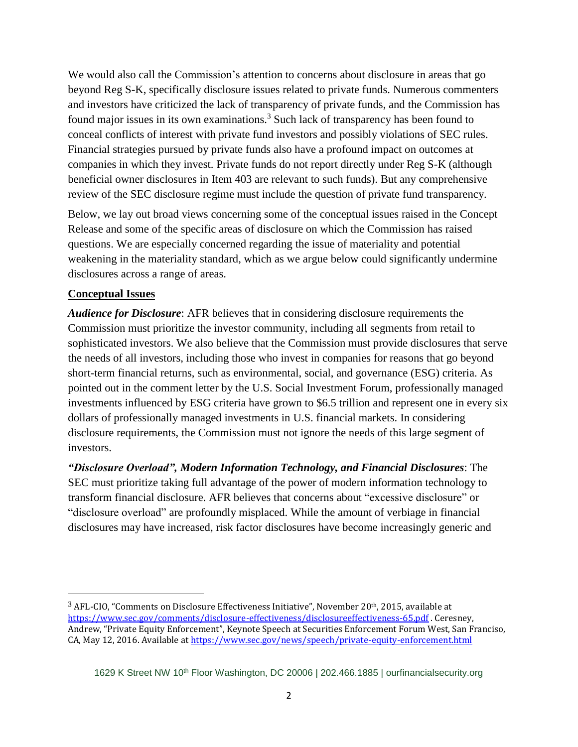We would also call the Commission's attention to concerns about disclosure in areas that go beyond Reg S-K, specifically disclosure issues related to private funds. Numerous commenters and investors have criticized the lack of transparency of private funds, and the Commission has found major issues in its own examinations.[3] Such lack of transparency has been found to conceal conflicts of interest with private fund investors and possibly violations of SEC rules. Financial strategies pursued by private funds also have a profound impact on outcomes at companies in which they invest. Private funds do not report directly under Reg S-K (although beneficial owner disclosures in Item 403 are relevant to such funds). But any comprehensive review of the SEC disclosure regime must include the question of private fund transparency.

Below, we lay out broad views concerning some of the conceptual issues raised in the Concept Release and some of the specific areas of disclosure on which the Commission has raised questions. We are especially concerned regarding the issue of materiality and potential weakening in the materiality standard, which as we argue below could significantly undermine disclosures across a range of areas.

**Conceptual Issues**

***Audience for Disclosure***: AFR believes that in considering disclosure requirements the Commission must prioritize the investor community, including all segments from retail to sophisticated investors. We also believe that the Commission must provide disclosures that serve the needs of all investors, including those who invest in companies for reasons that go beyond short-term financial returns, such as environmental, social, and governance (ESG) criteria. As pointed out in the comment letter by the U.S. Social Investment Forum, professionally managed investments influenced by ESG criteria have grown to $6.5 trillion and represent one in every six dollars of professionally managed investments in U.S. financial markets. In considering disclosure requirements, the Commission must not ignore the needs of this large segment of investors.

***"Disclosure Overload", Modern Information Technology, and Financial Disclosures***: The SEC must prioritize taking full advantage of the power of modern information technology to transform financial disclosure. AFR believes that concerns about "excessive disclosure" or "disclosure overload" are profoundly misplaced. While the amount of verbiage in financial disclosures may have increased, risk factor disclosures have become increasingly generic and

---

[3] AFL-CIO, "Comments on Disclosure Effectiveness Initiative", November 20th, 2015, available at https://www.sec.gov/comments/disclosure-effectiveness/disclosureeffectiveness-65.pdf . Ceresney, Andrew, "Private Equity Enforcement", Keynote Speech at Securities Enforcement Forum West, San Franciso, CA, May 12, 2016. Available at https://www.sec.gov/news/speech/private-equity-enforcement.html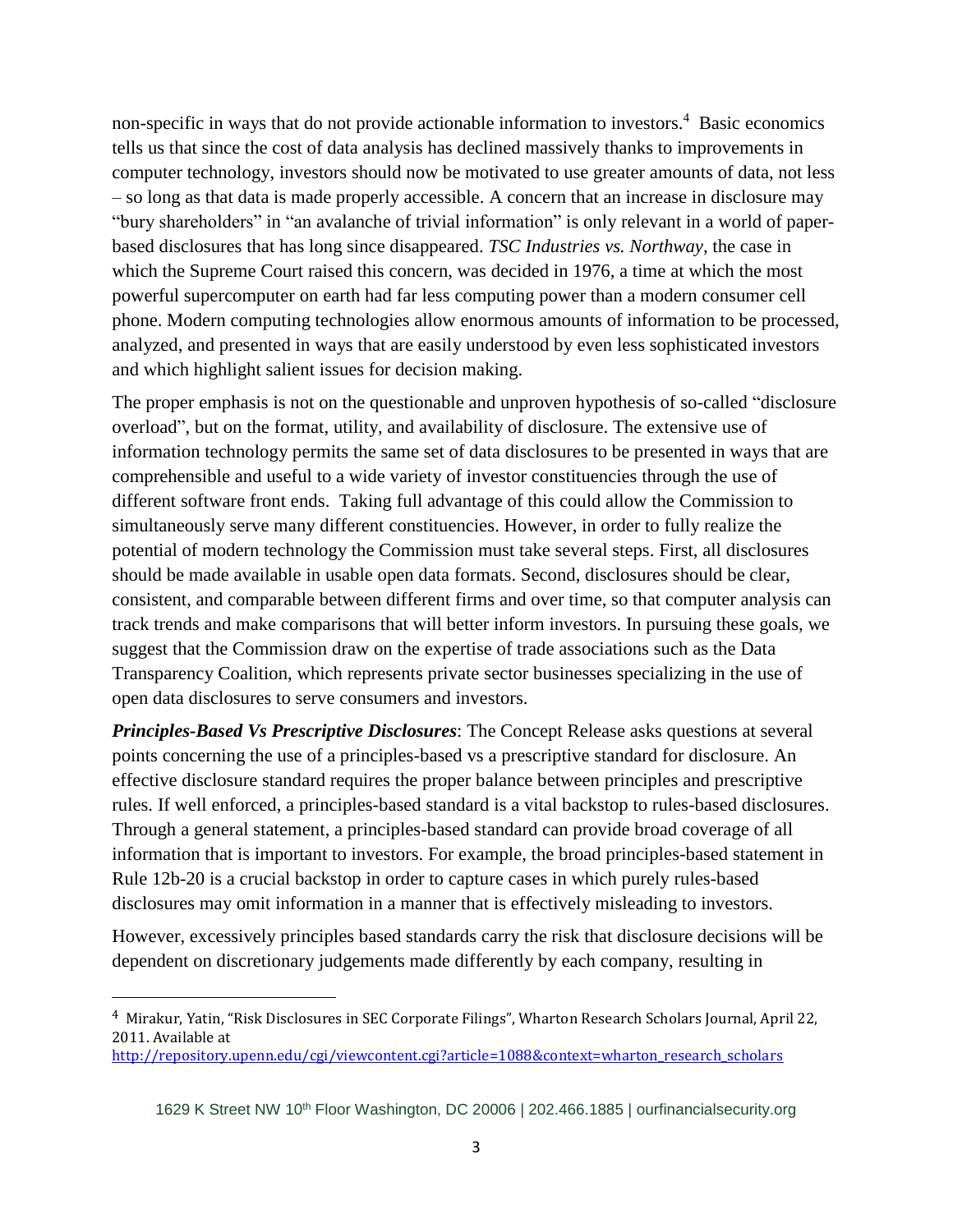non-specific in ways that do not provide actionable information to investors.[4] Basic economics tells us that since the cost of data analysis has declined massively thanks to improvements in computer technology, investors should now be motivated to use greater amounts of data, not less – so long as that data is made properly accessible. A concern that an increase in disclosure may "bury shareholders" in "an avalanche of trivial information" is only relevant in a world of paper-based disclosures that has long since disappeared. *TSC Industries vs. Northway*, the case in which the Supreme Court raised this concern, was decided in 1976, a time at which the most powerful supercomputer on earth had far less computing power than a modern consumer cell phone. Modern computing technologies allow enormous amounts of information to be processed, analyzed, and presented in ways that are easily understood by even less sophisticated investors and which highlight salient issues for decision making.

The proper emphasis is not on the questionable and unproven hypothesis of so-called "disclosure overload", but on the format, utility, and availability of disclosure. The extensive use of information technology permits the same set of data disclosures to be presented in ways that are comprehensible and useful to a wide variety of investor constituencies through the use of different software front ends. Taking full advantage of this could allow the Commission to simultaneously serve many different constituencies. However, in order to fully realize the potential of modern technology the Commission must take several steps. First, all disclosures should be made available in usable open data formats. Second, disclosures should be clear, consistent, and comparable between different firms and over time, so that computer analysis can track trends and make comparisons that will better inform investors. In pursuing these goals, we suggest that the Commission draw on the expertise of trade associations such as the Data Transparency Coalition, which represents private sector businesses specializing in the use of open data disclosures to serve consumers and investors.

***Principles-Based Vs Prescriptive Disclosures***: The Concept Release asks questions at several points concerning the use of a principles-based vs a prescriptive standard for disclosure. An effective disclosure standard requires the proper balance between principles and prescriptive rules. If well enforced, a principles-based standard is a vital backstop to rules-based disclosures. Through a general statement, a principles-based standard can provide broad coverage of all information that is important to investors. For example, the broad principles-based statement in Rule 12b-20 is a crucial backstop in order to capture cases in which purely rules-based disclosures may omit information in a manner that is effectively misleading to investors.

However, excessively principles based standards carry the risk that disclosure decisions will be dependent on discretionary judgements made differently by each company, resulting in

---

[4] Mirakur, Yatin, "Risk Disclosures in SEC Corporate Filings", Wharton Research Scholars Journal, April 22, 2011. Available at http://repository.upenn.edu/cgi/viewcontent.cgi?article=1088&context=wharton_research_scholars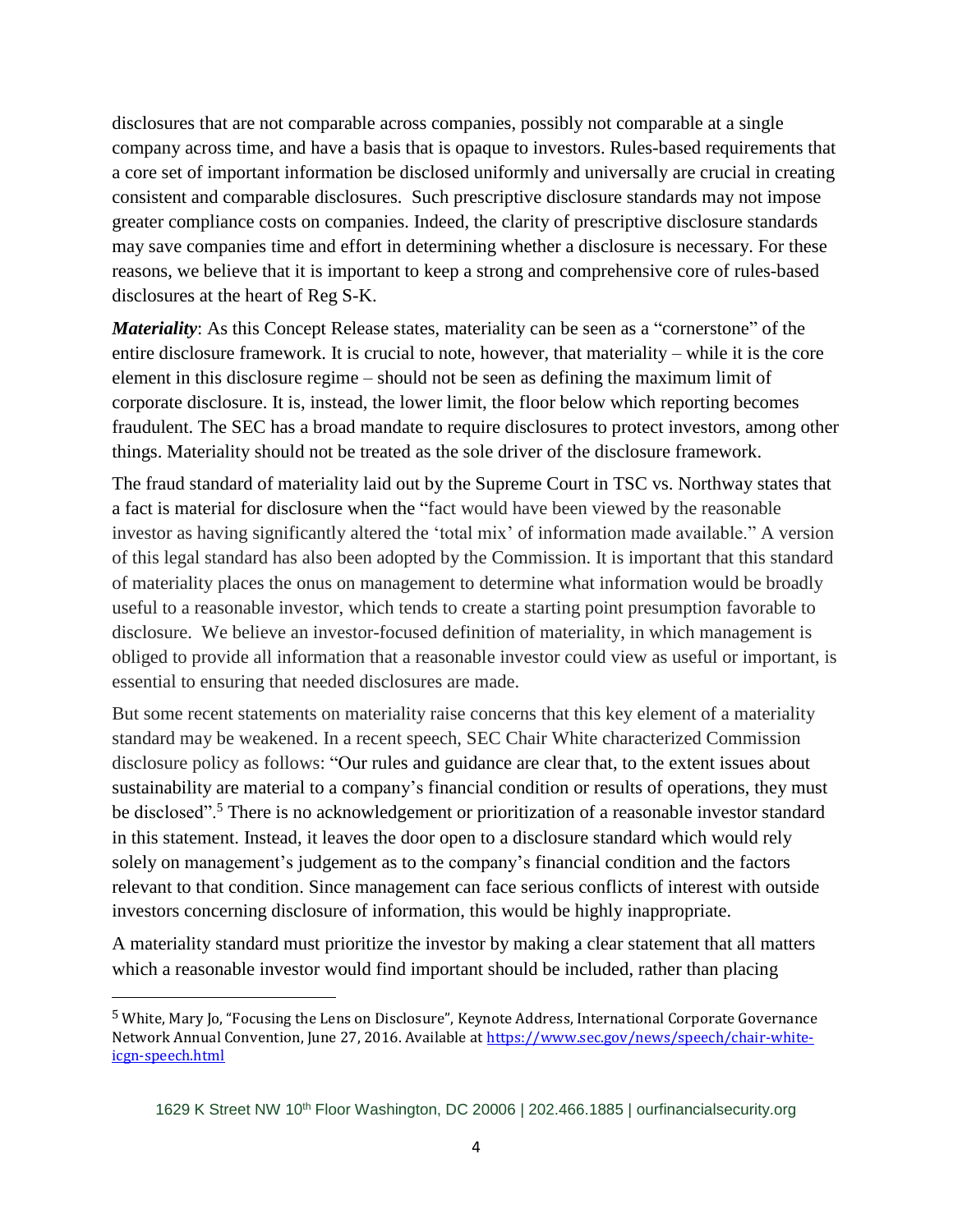disclosures that are not comparable across companies, possibly not comparable at a single company across time, and have a basis that is opaque to investors. Rules-based requirements that a core set of important information be disclosed uniformly and universally are crucial in creating consistent and comparable disclosures. Such prescriptive disclosure standards may not impose greater compliance costs on companies. Indeed, the clarity of prescriptive disclosure standards may save companies time and effort in determining whether a disclosure is necessary. For these reasons, we believe that it is important to keep a strong and comprehensive core of rules-based disclosures at the heart of Reg S-K.

***Materiality***: As this Concept Release states, materiality can be seen as a "cornerstone" of the entire disclosure framework. It is crucial to note, however, that materiality – while it is the core element in this disclosure regime – should not be seen as defining the maximum limit of corporate disclosure. It is, instead, the lower limit, the floor below which reporting becomes fraudulent. The SEC has a broad mandate to require disclosures to protect investors, among other things. Materiality should not be treated as the sole driver of the disclosure framework.

The fraud standard of materiality laid out by the Supreme Court in TSC vs. Northway states that a fact is material for disclosure when the "fact would have been viewed by the reasonable investor as having significantly altered the 'total mix' of information made available." A version of this legal standard has also been adopted by the Commission. It is important that this standard of materiality places the onus on management to determine what information would be broadly useful to a reasonable investor, which tends to create a starting point presumption favorable to disclosure. We believe an investor-focused definition of materiality, in which management is obliged to provide all information that a reasonable investor could view as useful or important, is essential to ensuring that needed disclosures are made.

But some recent statements on materiality raise concerns that this key element of a materiality standard may be weakened. In a recent speech, SEC Chair White characterized Commission disclosure policy as follows: "Our rules and guidance are clear that, to the extent issues about sustainability are material to a company's financial condition or results of operations, they must be disclosed".[5] There is no acknowledgement or prioritization of a reasonable investor standard in this statement. Instead, it leaves the door open to a disclosure standard which would rely solely on management's judgement as to the company's financial condition and the factors relevant to that condition. Since management can face serious conflicts of interest with outside investors concerning disclosure of information, this would be highly inappropriate.

A materiality standard must prioritize the investor by making a clear statement that all matters which a reasonable investor would find important should be included, rather than placing

---

[5] White, Mary Jo, "Focusing the Lens on Disclosure", Keynote Address, International Corporate Governance Network Annual Convention, June 27, 2016. Available at https://www.sec.gov/news/speech/chair-white-icgn-speech.html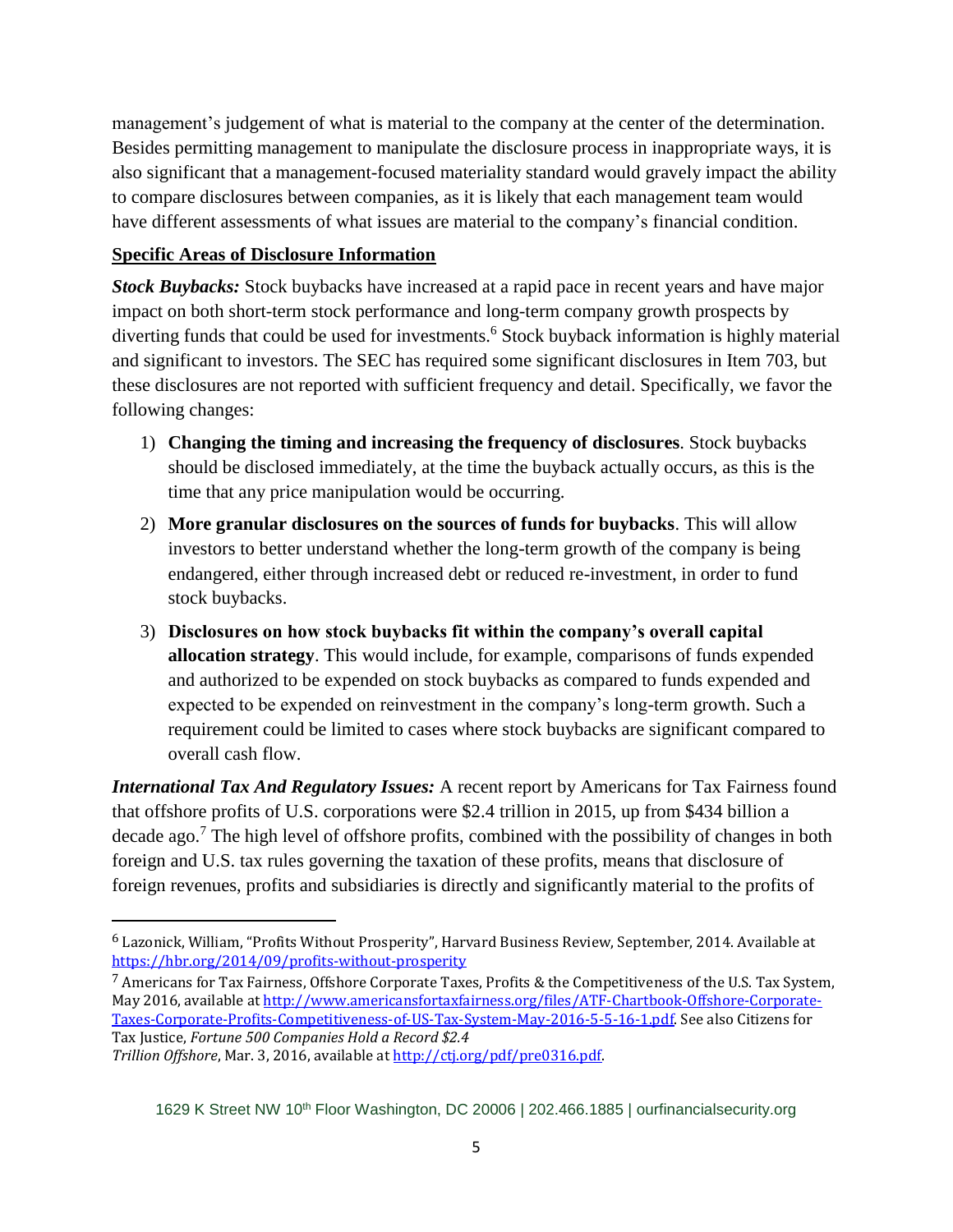management's judgement of what is material to the company at the center of the determination. Besides permitting management to manipulate the disclosure process in inappropriate ways, it is also significant that a management-focused materiality standard would gravely impact the ability to compare disclosures between companies, as it is likely that each management team would have different assessments of what issues are material to the company's financial condition.

**Specific Areas of Disclosure Information**

***Stock Buybacks:*** Stock buybacks have increased at a rapid pace in recent years and have major impact on both short-term stock performance and long-term company growth prospects by diverting funds that could be used for investments.[6] Stock buyback information is highly material and significant to investors. The SEC has required some significant disclosures in Item 703, but these disclosures are not reported with sufficient frequency and detail. Specifically, we favor the following changes:

1) **Changing the timing and increasing the frequency of disclosures**. Stock buybacks should be disclosed immediately, at the time the buyback actually occurs, as this is the time that any price manipulation would be occurring.
2) **More granular disclosures on the sources of funds for buybacks**. This will allow investors to better understand whether the long-term growth of the company is being endangered, either through increased debt or reduced re-investment, in order to fund stock buybacks.
3) **Disclosures on how stock buybacks fit within the company's overall capital allocation strategy**. This would include, for example, comparisons of funds expended and authorized to be expended on stock buybacks as compared to funds expended and expected to be expended on reinvestment in the company's long-term growth. Such a requirement could be limited to cases where stock buybacks are significant compared to overall cash flow.

***International Tax And Regulatory Issues:*** A recent report by Americans for Tax Fairness found that offshore profits of U.S. corporations were $2.4 trillion in 2015, up from $434 billion a decade ago.[7] The high level of offshore profits, combined with the possibility of changes in both foreign and U.S. tax rules governing the taxation of these profits, means that disclosure of foreign revenues, profits and subsidiaries is directly and significantly material to the profits of

---

[6] Lazonick, William, "Profits Without Prosperity", Harvard Business Review, September, 2014. Available at https://hbr.org/2014/09/profits-without-prosperity

[7] Americans for Tax Fairness, Offshore Corporate Taxes, Profits & the Competitiveness of the U.S. Tax System, May 2016, available at http://www.americansfortaxfairness.org/files/ATF-Chartbook-Offshore-Corporate-Taxes-Corporate-Profits-Competitiveness-of-US-Tax-System-May-2016-5-5-16-1.pdf. See also Citizens for Tax Justice, *Fortune 500 Companies Hold a Record $2.4 Trillion Offshore*, Mar. 3, 2016, available at http://ctj.org/pdf/pre0316.pdf.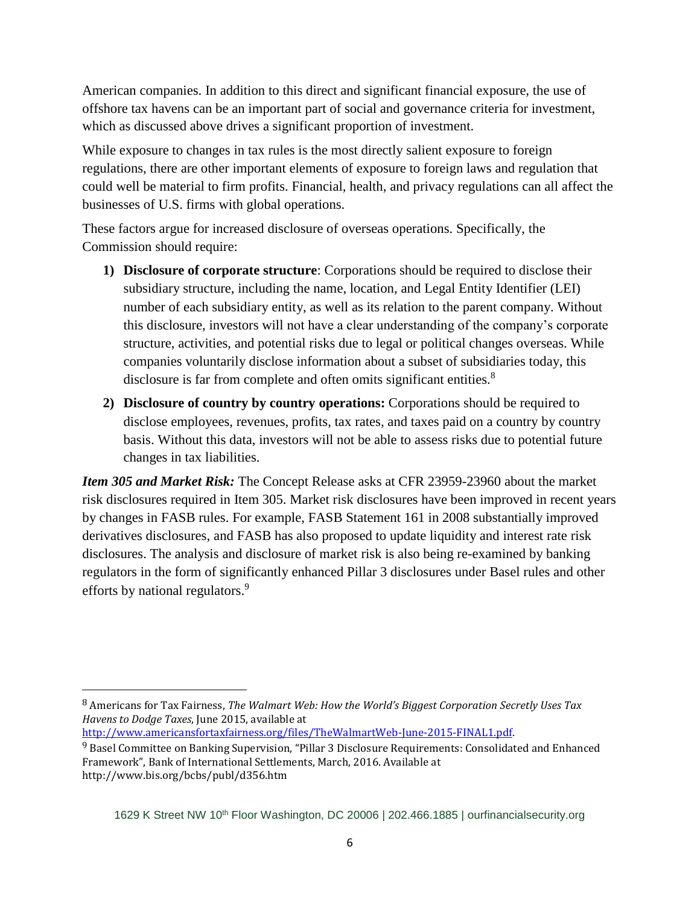American companies. In addition to this direct and significant financial exposure, the use of offshore tax havens can be an important part of social and governance criteria for investment, which as discussed above drives a significant proportion of investment.

While exposure to changes in tax rules is the most directly salient exposure to foreign regulations, there are other important elements of exposure to foreign laws and regulation that could well be material to firm profits. Financial, health, and privacy regulations can all affect the businesses of U.S. firms with global operations.

These factors argue for increased disclosure of overseas operations. Specifically, the Commission should require:

1) **Disclosure of corporate structure**: Corporations should be required to disclose their subsidiary structure, including the name, location, and Legal Entity Identifier (LEI) number of each subsidiary entity, as well as its relation to the parent company. Without this disclosure, investors will not have a clear understanding of the company's corporate structure, activities, and potential risks due to legal or political changes overseas. While companies voluntarily disclose information about a subset of subsidiaries today, this disclosure is far from complete and often omits significant entities.[8]

2) **Disclosure of country by country operations:** Corporations should be required to disclose employees, revenues, profits, tax rates, and taxes paid on a country by country basis. Without this data, investors will not be able to assess risks due to potential future changes in tax liabilities.

***Item 305 and Market Risk:*** The Concept Release asks at CFR 23959-23960 about the market risk disclosures required in Item 305. Market risk disclosures have been improved in recent years by changes in FASB rules. For example, FASB Statement 161 in 2008 substantially improved derivatives disclosures, and FASB has also proposed to update liquidity and interest rate risk disclosures. The analysis and disclosure of market risk is also being re-examined by banking regulators in the form of significantly enhanced Pillar 3 disclosures under Basel rules and other efforts by national regulators.[9]

---

[8] Americans for Tax Fairness, *The Walmart Web: How the World's Biggest Corporation Secretly Uses Tax Havens to Dodge Taxes*, June 2015, available at http://www.americansfortaxfairness.org/files/TheWalmartWeb-June-2015-FINAL1.pdf.

[9] Basel Committee on Banking Supervision, "Pillar 3 Disclosure Requirements: Consolidated and Enhanced Framework", Bank of International Settlements, March, 2016. Available at http://www.bis.org/bcbs/publ/d356.htm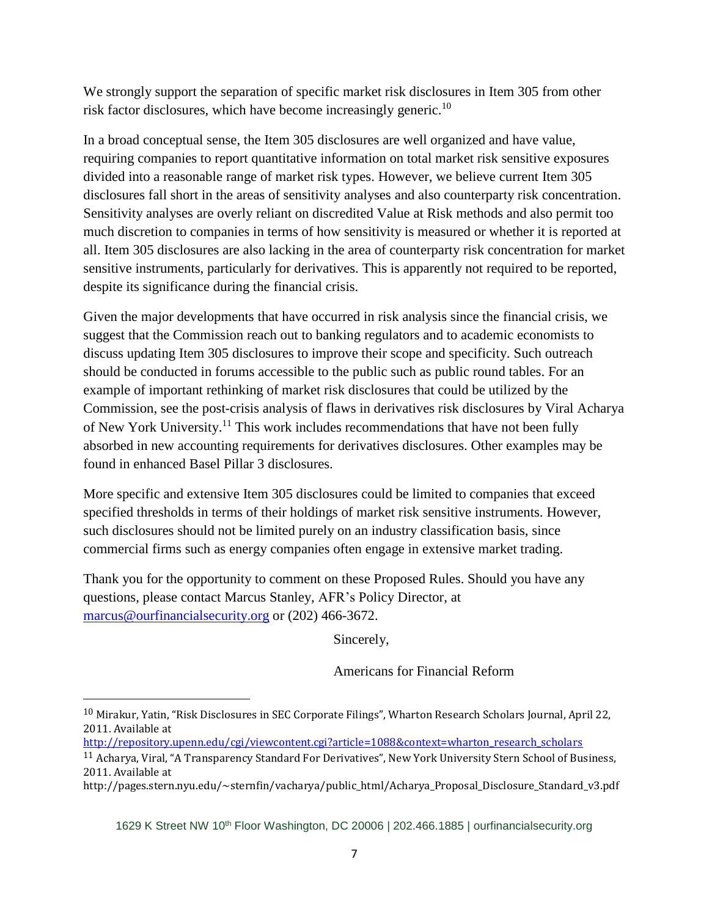We strongly support the separation of specific market risk disclosures in Item 305 from other risk factor disclosures, which have become increasingly generic.[10]

In a broad conceptual sense, the Item 305 disclosures are well organized and have value, requiring companies to report quantitative information on total market risk sensitive exposures divided into a reasonable range of market risk types. However, we believe current Item 305 disclosures fall short in the areas of sensitivity analyses and also counterparty risk concentration. Sensitivity analyses are overly reliant on discredited Value at Risk methods and also permit too much discretion to companies in terms of how sensitivity is measured or whether it is reported at all. Item 305 disclosures are also lacking in the area of counterparty risk concentration for market sensitive instruments, particularly for derivatives. This is apparently not required to be reported, despite its significance during the financial crisis.

Given the major developments that have occurred in risk analysis since the financial crisis, we suggest that the Commission reach out to banking regulators and to academic economists to discuss updating Item 305 disclosures to improve their scope and specificity. Such outreach should be conducted in forums accessible to the public such as public round tables. For an example of important rethinking of market risk disclosures that could be utilized by the Commission, see the post-crisis analysis of flaws in derivatives risk disclosures by Viral Acharya of New York University.[11] This work includes recommendations that have not been fully absorbed in new accounting requirements for derivatives disclosures. Other examples may be found in enhanced Basel Pillar 3 disclosures.

More specific and extensive Item 305 disclosures could be limited to companies that exceed specified thresholds in terms of their holdings of market risk sensitive instruments. However, such disclosures should not be limited purely on an industry classification basis, since commercial firms such as energy companies often engage in extensive market trading.

Thank you for the opportunity to comment on these Proposed Rules. Should you have any questions, please contact Marcus Stanley, AFR's Policy Director, at marcus@ourfinancialsecurity.org or (202) 466-3672.

Sincerely,

Americans for Financial Reform

---

[10] Mirakur, Yatin, "Risk Disclosures in SEC Corporate Filings", Wharton Research Scholars Journal, April 22, 2011. Available at http://repository.upenn.edu/cgi/viewcontent.cgi?article=1088&context=wharton_research_scholars

[11] Acharya, Viral, "A Transparency Standard For Derivatives", New York University Stern School of Business, 2011. Available at http://pages.stern.nyu.edu/~sternfin/vacharya/public_html/Acharya_Proposal_Disclosure_Standard_v3.pdf